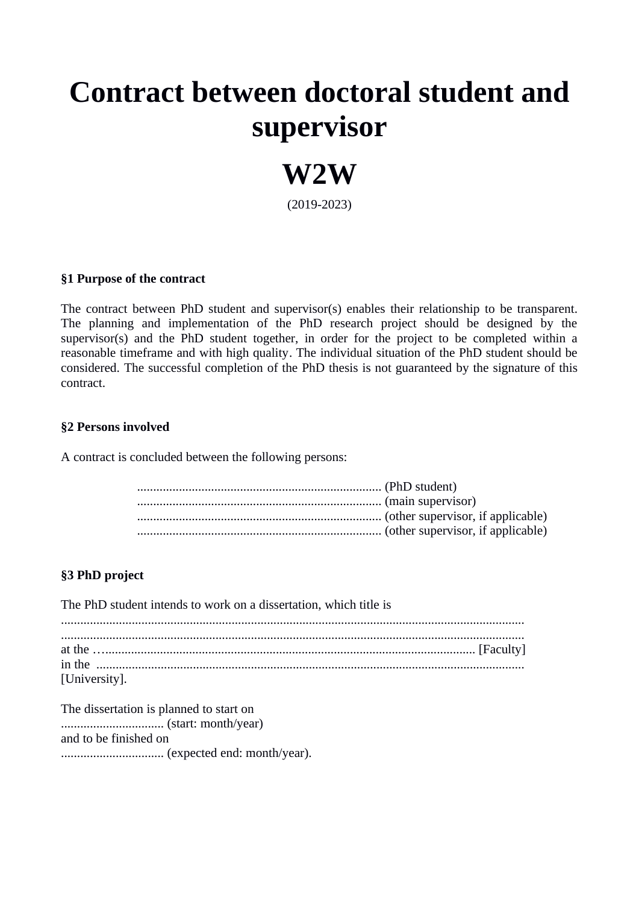# Contract between doctoral student and supervisor

# W2W

(2019-2023)

**§1 Purpose of the contract**

The contract between PhD student and supervisor(s) enables their relationship to be transparent. The planning and implementation of the PhD research project should be designed by the supervisor(s) and the PhD student together, in order for the project to be completed within a reasonable timeframe and with high quality. The individual situation of the PhD student should be considered. The successful completion of the PhD thesis is not guaranteed by the signature of this contract.

**§2 Persons involved**

A contract is concluded between the following persons:

........................................................................... (PhD student)
........................................................................... (main supervisor)
........................................................................... (other supervisor, if applicable)
........................................................................... (other supervisor, if applicable)

**§3 PhD project**

The PhD student intends to work on a dissertation, which title is
.............................................................................................................................................
.............................................................................................................................................
at the …................................................................................................................ [Faculty]
in the .....................................................................................................................................
[University].

The dissertation is planned to start on
................................ (start: month/year)
and to be finished on
................................ (expected end: month/year).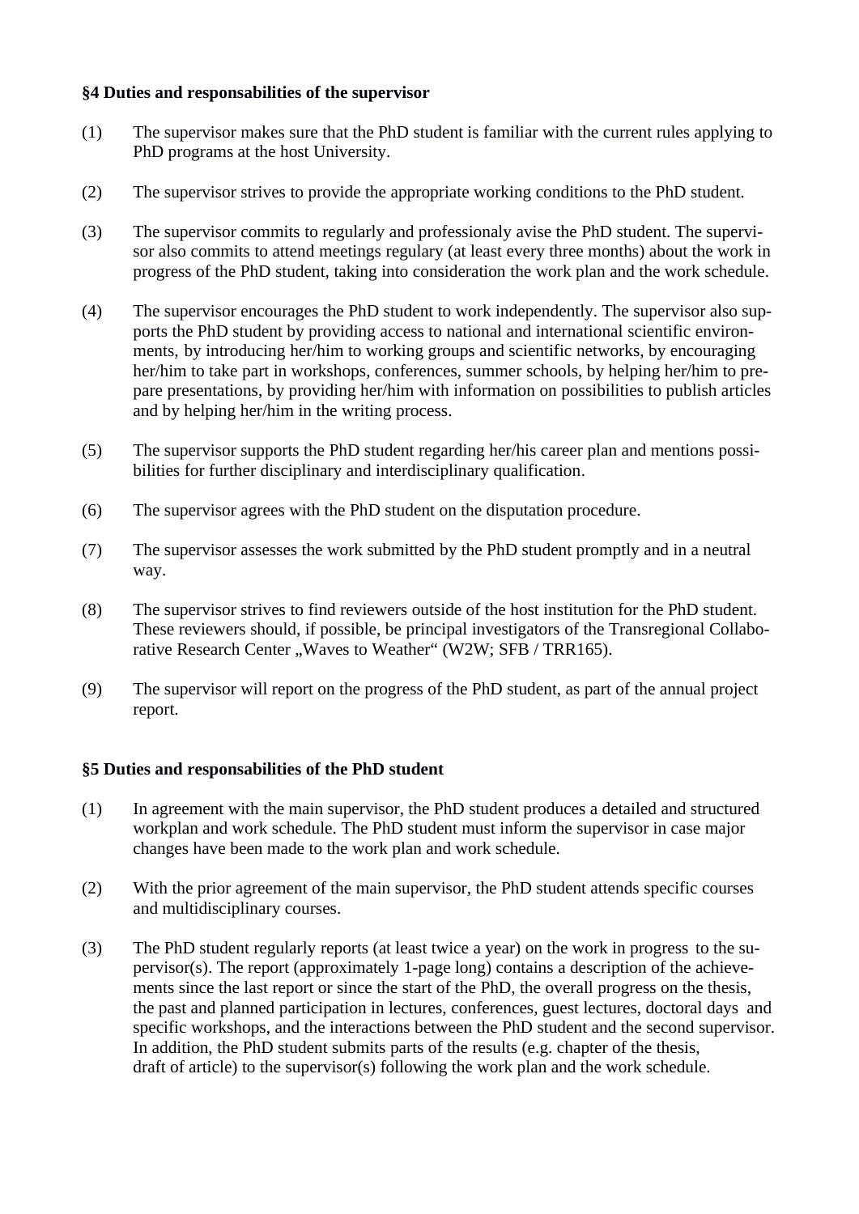**§4 Duties and responsabilities of the supervisor**

(1) The supervisor makes sure that the PhD student is familiar with the current rules applying to PhD programs at the host University.

(2) The supervisor strives to provide the appropriate working conditions to the PhD student.

(3) The supervisor commits to regularly and professionaly avise the PhD student. The supervisor also commits to attend meetings regulary (at least every three months) about the work in progress of the PhD student, taking into consideration the work plan and the work schedule.

(4) The supervisor encourages the PhD student to work independently. The supervisor also supports the PhD student by providing access to national and international scientific environments, by introducing her/him to working groups and scientific networks, by encouraging her/him to take part in workshops, conferences, summer schools, by helping her/him to prepare presentations, by providing her/him with information on possibilities to publish articles and by helping her/him in the writing process.

(5) The supervisor supports the PhD student regarding her/his career plan and mentions possibilities for further disciplinary and interdisciplinary qualification.

(6) The supervisor agrees with the PhD student on the disputation procedure.

(7) The supervisor assesses the work submitted by the PhD student promptly and in a neutral way.

(8) The supervisor strives to find reviewers outside of the host institution for the PhD student. These reviewers should, if possible, be principal investigators of the Transregional Collaborative Research Center „Waves to Weather“ (W2W; SFB / TRR165).

(9) The supervisor will report on the progress of the PhD student, as part of the annual project report.

**§5 Duties and responsabilities of the PhD student**

(1) In agreement with the main supervisor, the PhD student produces a detailed and structured workplan and work schedule. The PhD student must inform the supervisor in case major changes have been made to the work plan and work schedule.

(2) With the prior agreement of the main supervisor, the PhD student attends specific courses and multidisciplinary courses.

(3) The PhD student regularly reports (at least twice a year) on the work in progress to the supervisor(s). The report (approximately 1-page long) contains a description of the achievements since the last report or since the start of the PhD, the overall progress on the thesis, the past and planned participation in lectures, conferences, guest lectures, doctoral days and specific workshops, and the interactions between the PhD student and the second supervisor. In addition, the PhD student submits parts of the results (e.g. chapter of the thesis, draft of article) to the supervisor(s) following the work plan and the work schedule.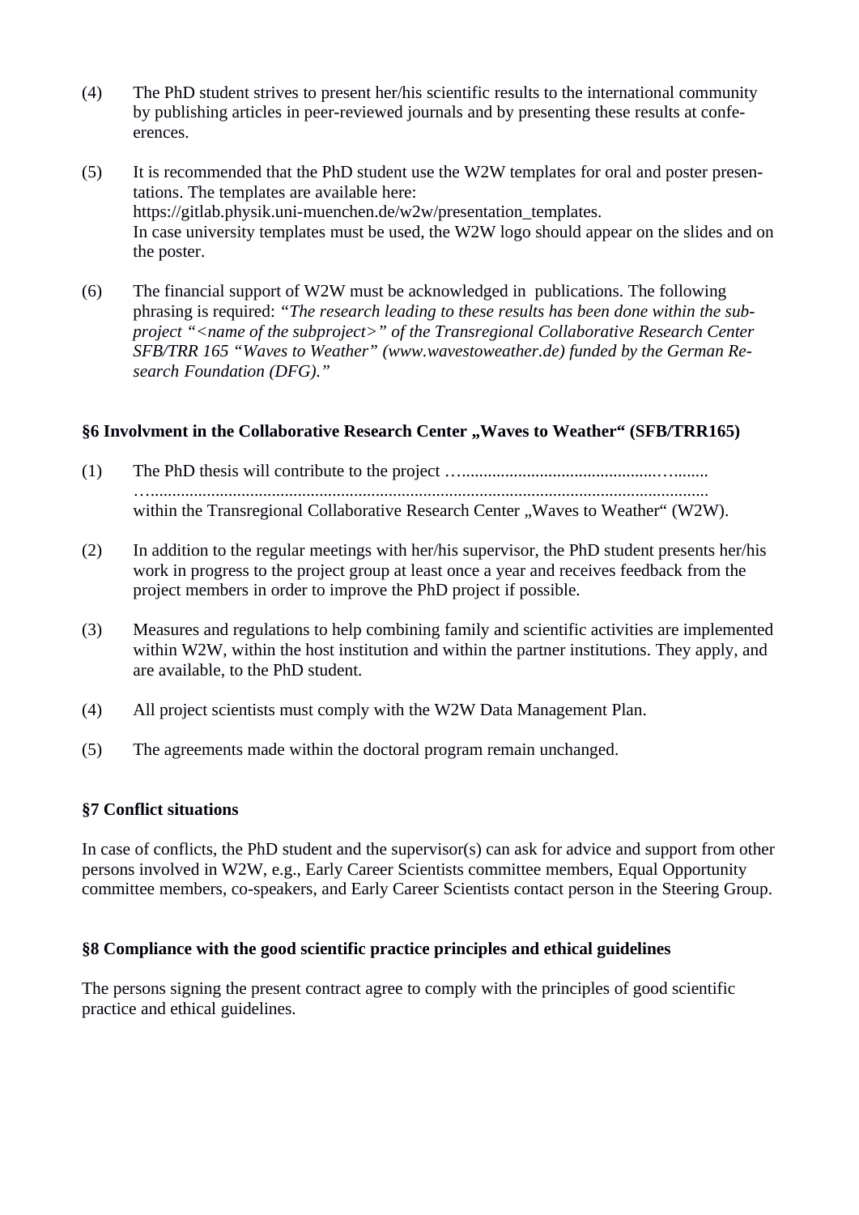(4) The PhD student strives to present her/his scientific results to the international community by publishing articles in peer-reviewed journals and by presenting these results at conferences.

(5) It is recommended that the PhD student use the W2W templates for oral and poster presentations. The templates are available here: https://gitlab.physik.uni-muenchen.de/w2w/presentation_templates.
In case university templates must be used, the W2W logo should appear on the slides and on the poster.

(6) The financial support of W2W must be acknowledged in publications. The following phrasing is required: *"The research leading to these results has been done within the subproject "<name of the subproject>" of the Transregional Collaborative Research Center SFB/TRR 165 "Waves to Weather" (www.wavestoweather.de) funded by the German Research Foundation (DFG)."*

**§6 Involvment in the Collaborative Research Center „Waves to Weather" (SFB/TRR165)**

(1) The PhD thesis will contribute to the project …...........................................…........
…..................................................................................................................................
within the Transregional Collaborative Research Center „Waves to Weather" (W2W).

(2) In addition to the regular meetings with her/his supervisor, the PhD student presents her/his work in progress to the project group at least once a year and receives feedback from the project members in order to improve the PhD project if possible.

(3) Measures and regulations to help combining family and scientific activities are implemented within W2W, within the host institution and within the partner institutions. They apply, and are available, to the PhD student.

(4) All project scientists must comply with the W2W Data Management Plan.

(5) The agreements made within the doctoral program remain unchanged.

**§7 Conflict situations**

In case of conflicts, the PhD student and the supervisor(s) can ask for advice and support from other persons involved in W2W, e.g., Early Career Scientists committee members, Equal Opportunity committee members, co-speakers, and Early Career Scientists contact person in the Steering Group.

**§8 Compliance with the good scientific practice principles and ethical guidelines**

The persons signing the present contract agree to comply with the principles of good scientific practice and ethical guidelines.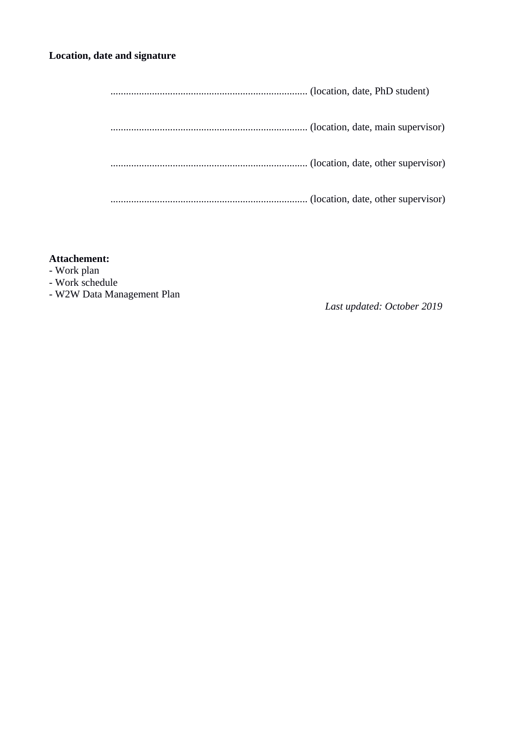**Location, date and signature**

............................................................................ (location, date, PhD student)

............................................................................ (location, date, main supervisor)

............................................................................ (location, date, other supervisor)

............................................................................ (location, date, other supervisor)

**Attachement:**
- Work plan
- Work schedule
- W2W Data Management Plan

*Last updated: October 2019*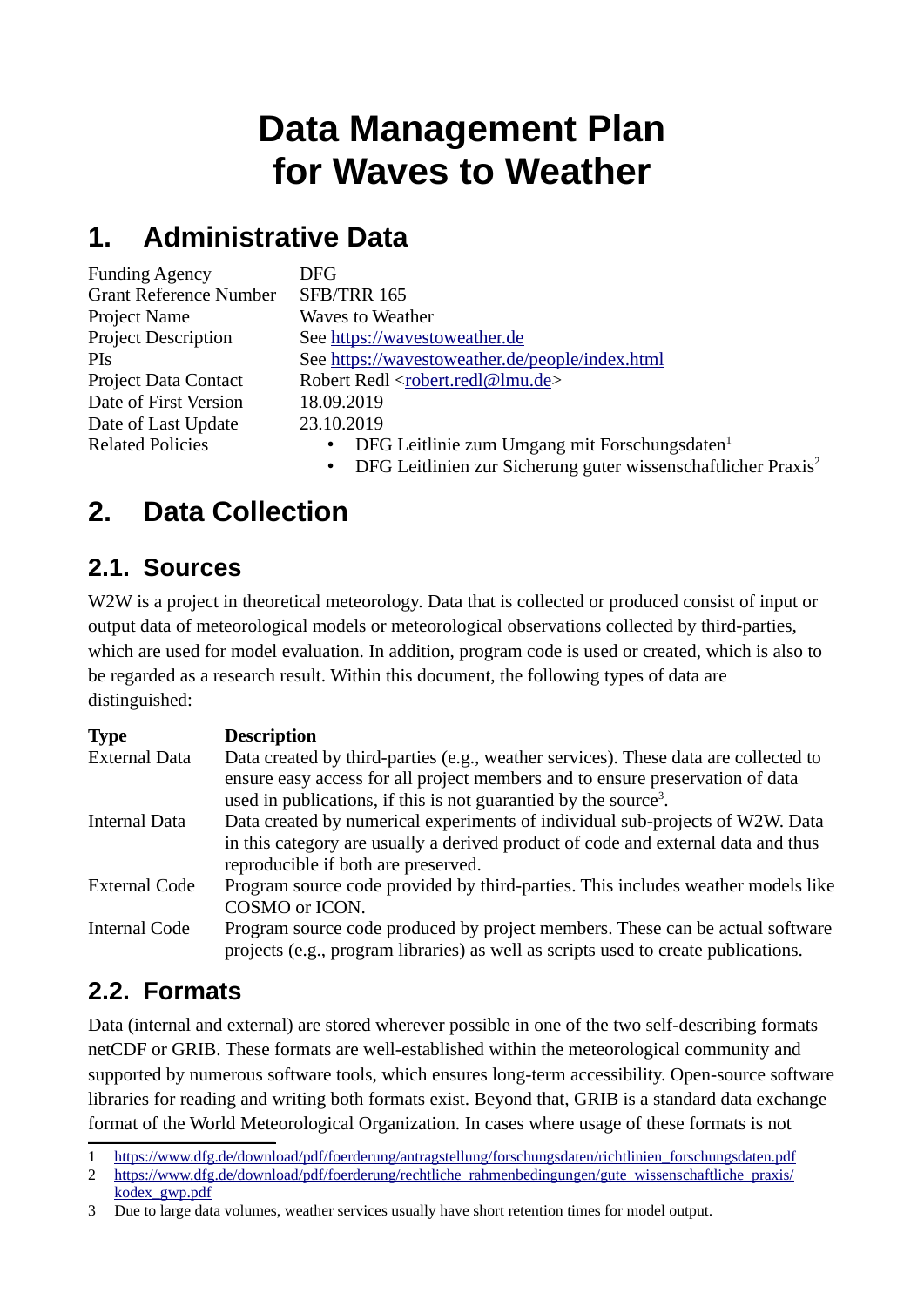# Data Management Plan for Waves to Weather

## 1. Administrative Data

| | |
|---|---|
| Funding Agency | DFG |
| Grant Reference Number | SFB/TRR 165 |
| Project Name | Waves to Weather |
| Project Description | See https://wavestoweather.de |
| PIs | See https://wavestoweather.de/people/index.html |
| Project Data Contact | Robert Redl <robert.redl@lmu.de> |
| Date of First Version | 18.09.2019 |
| Date of Last Update | 23.10.2019 |
| Related Policies | • DFG Leitlinie zum Umgang mit Forschungsdaten[1] <br> • DFG Leitlinien zur Sicherung guter wissenschaftlicher Praxis[2] |

## 2. Data Collection

### 2.1. Sources

W2W is a project in theoretical meteorology. Data that is collected or produced consist of input or output data of meteorological models or meteorological observations collected by third-parties, which are used for model evaluation. In addition, program code is used or created, which is also to be regarded as a research result. Within this document, the following types of data are distinguished:

| Type | Description |
|---|---|
| External Data | Data created by third-parties (e.g., weather services). These data are collected to ensure easy access for all project members and to ensure preservation of data used in publications, if this is not guarantied by the source[3]. |
| Internal Data | Data created by numerical experiments of individual sub-projects of W2W. Data in this category are usually a derived product of code and external data and thus reproducible if both are preserved. |
| External Code | Program source code provided by third-parties. This includes weather models like COSMO or ICON. |
| Internal Code | Program source code produced by project members. These can be actual software projects (e.g., program libraries) as well as scripts used to create publications. |

### 2.2. Formats

Data (internal and external) are stored wherever possible in one of the two self-describing formats netCDF or GRIB. These formats are well-established within the meteorological community and supported by numerous software tools, which ensures long-term accessibility. Open-source software libraries for reading and writing both formats exist. Beyond that, GRIB is a standard data exchange format of the World Meteorological Organization. In cases where usage of these formats is not

---

1 https://www.dfg.de/download/pdf/foerderung/antragstellung/forschungsdaten/richtlinien_forschungsdaten.pdf

2 https://www.dfg.de/download/pdf/foerderung/rechtliche_rahmenbedingungen/gute_wissenschaftliche_praxis/kodex_gwp.pdf

3 Due to large data volumes, weather services usually have short retention times for model output.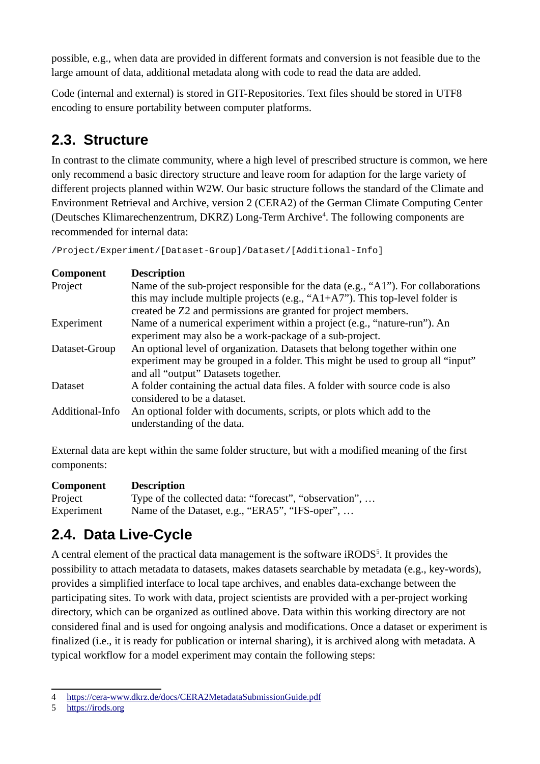possible, e.g., when data are provided in different formats and conversion is not feasible due to the large amount of data, additional metadata along with code to read the data are added.

Code (internal and external) is stored in GIT-Repositories. Text files should be stored in UTF8 encoding to ensure portability between computer platforms.

## 2.3. Structure

In contrast to the climate community, where a high level of prescribed structure is common, we here only recommend a basic directory structure and leave room for adaption for the large variety of different projects planned within W2W. Our basic structure follows the standard of the Climate and Environment Retrieval and Archive, version 2 (CERA2) of the German Climate Computing Center (Deutsches Klimarechenzentrum, DKRZ) Long-Term Archive[4]. The following components are recommended for internal data:

```
/Project/Experiment/[Dataset-Group]/Dataset/[Additional-Info]
```

| Component | Description |
|---|---|
| Project | Name of the sub-project responsible for the data (e.g., “A1”). For collaborations this may include multiple projects (e.g., “A1+A7”). This top-level folder is created be Z2 and permissions are granted for project members. |
| Experiment | Name of a numerical experiment within a project (e.g., “nature-run”). An experiment may also be a work-package of a sub-project. |
| Dataset-Group | An optional level of organization. Datasets that belong together within one experiment may be grouped in a folder. This might be used to group all “input” and all “output” Datasets together. |
| Dataset | A folder containing the actual data files. A folder with source code is also considered to be a dataset. |
| Additional-Info | An optional folder with documents, scripts, or plots which add to the understanding of the data. |

External data are kept within the same folder structure, but with a modified meaning of the first components:

| Component | Description |
|---|---|
| Project | Type of the collected data: “forecast”, “observation”, … |
| Experiment | Name of the Dataset, e.g., “ERA5”, “IFS-oper”, … |

## 2.4. Data Live-Cycle

A central element of the practical data management is the software iRODS[5]. It provides the possibility to attach metadata to datasets, makes datasets searchable by metadata (e.g., key-words), provides a simplified interface to local tape archives, and enables data-exchange between the participating sites. To work with data, project scientists are provided with a per-project working directory, which can be organized as outlined above. Data within this working directory are not considered final and is used for ongoing analysis and modifications. Once a dataset or experiment is finalized (i.e., it is ready for publication or internal sharing), it is archived along with metadata. A typical workflow for a model experiment may contain the following steps:

---

4 https://cera-www.dkrz.de/docs/CERA2MetadataSubmissionGuide.pdf

5 https://irods.org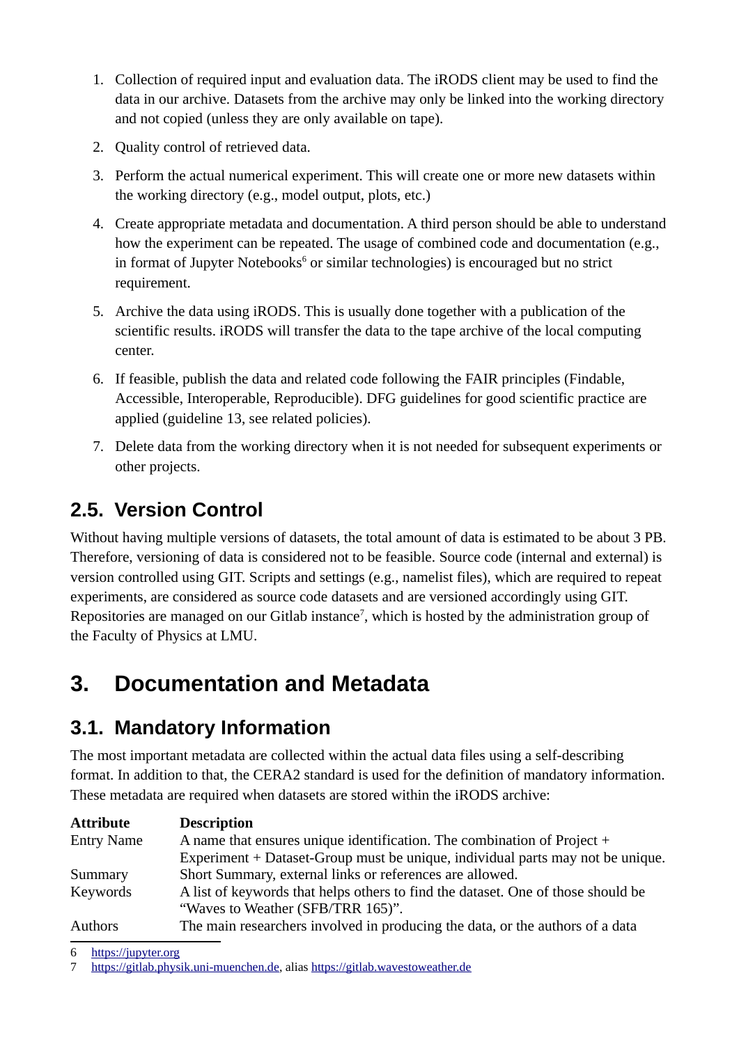1. Collection of required input and evaluation data. The iRODS client may be used to find the data in our archive. Datasets from the archive may only be linked into the working directory and not copied (unless they are only available on tape).
2. Quality control of retrieved data.
3. Perform the actual numerical experiment. This will create one or more new datasets within the working directory (e.g., model output, plots, etc.)
4. Create appropriate metadata and documentation. A third person should be able to understand how the experiment can be repeated. The usage of combined code and documentation (e.g., in format of Jupyter Notebooks[6] or similar technologies) is encouraged but no strict requirement.
5. Archive the data using iRODS. This is usually done together with a publication of the scientific results. iRODS will transfer the data to the tape archive of the local computing center.
6. If feasible, publish the data and related code following the FAIR principles (Findable, Accessible, Interoperable, Reproducible). DFG guidelines for good scientific practice are applied (guideline 13, see related policies).
7. Delete data from the working directory when it is not needed for subsequent experiments or other projects.

## 2.5. Version Control

Without having multiple versions of datasets, the total amount of data is estimated to be about 3 PB. Therefore, versioning of data is considered not to be feasible. Source code (internal and external) is version controlled using GIT. Scripts and settings (e.g., namelist files), which are required to repeat experiments, are considered as source code datasets and are versioned accordingly using GIT. Repositories are managed on our Gitlab instance[7], which is hosted by the administration group of the Faculty of Physics at LMU.

# 3. Documentation and Metadata

## 3.1. Mandatory Information

The most important metadata are collected within the actual data files using a self-describing format. In addition to that, the CERA2 standard is used for the definition of mandatory information. These metadata are required when datasets are stored within the iRODS archive:

| Attribute | Description |
|---|---|
| Entry Name | A name that ensures unique identification. The combination of Project + Experiment + Dataset-Group must be unique, individual parts may not be unique. |
| Summary | Short Summary, external links or references are allowed. |
| Keywords | A list of keywords that helps others to find the dataset. One of those should be “Waves to Weather (SFB/TRR 165)”. |
| Authors | The main researchers involved in producing the data, or the authors of a data |

6 https://jupyter.org

7 https://gitlab.physik.uni-muenchen.de, alias https://gitlab.wavestoweather.de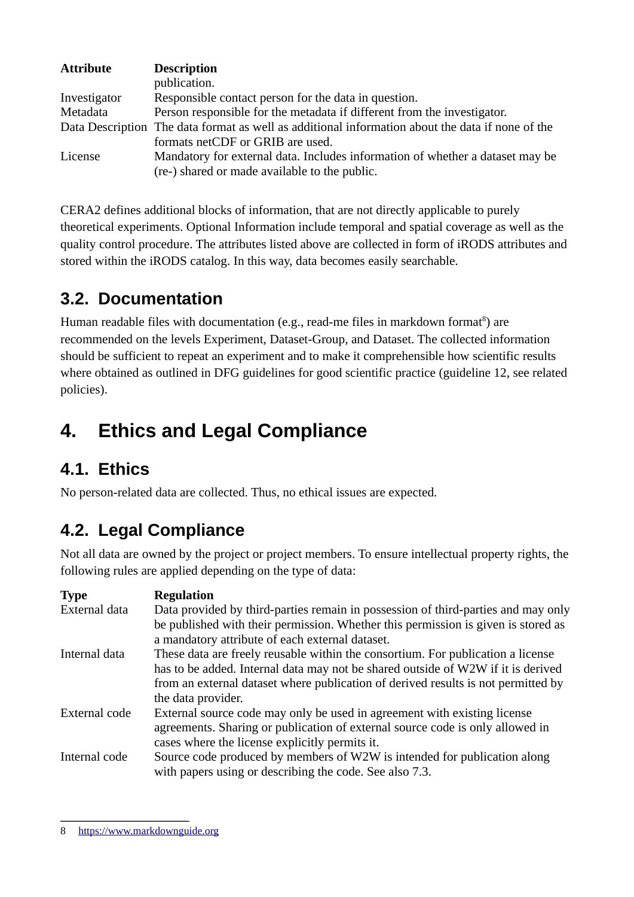| Attribute | Description |
| --- | --- |
| | publication. |
| Investigator | Responsible contact person for the data in question. |
| Metadata | Person responsible for the metadata if different from the investigator. |
| Data Description | The data format as well as additional information about the data if none of the formats netCDF or GRIB are used. |
| License | Mandatory for external data. Includes information of whether a dataset may be (re-) shared or made available to the public. |

CERA2 defines additional blocks of information, that are not directly applicable to purely theoretical experiments. Optional Information include temporal and spatial coverage as well as the quality control procedure. The attributes listed above are collected in form of iRODS attributes and stored within the iRODS catalog. In this way, data becomes easily searchable.

## 3.2. Documentation

Human readable files with documentation (e.g., read-me files in markdown format[8]) are recommended on the levels Experiment, Dataset-Group, and Dataset. The collected information should be sufficient to repeat an experiment and to make it comprehensible how scientific results where obtained as outlined in DFG guidelines for good scientific practice (guideline 12, see related policies).

# 4. Ethics and Legal Compliance

## 4.1. Ethics

No person-related data are collected. Thus, no ethical issues are expected.

## 4.2. Legal Compliance

Not all data are owned by the project or project members. To ensure intellectual property rights, the following rules are applied depending on the type of data:

| Type | Regulation |
| --- | --- |
| External data | Data provided by third-parties remain in possession of third-parties and may only be published with their permission. Whether this permission is given is stored as a mandatory attribute of each external dataset. |
| Internal data | These data are freely reusable within the consortium. For publication a license has to be added. Internal data may not be shared outside of W2W if it is derived from an external dataset where publication of derived results is not permitted by the data provider. |
| External code | External source code may only be used in agreement with existing license agreements. Sharing or publication of external source code is only allowed in cases where the license explicitly permits it. |
| Internal code | Source code produced by members of W2W is intended for publication along with papers using or describing the code. See also 7.3. |

8 https://www.markdownguide.org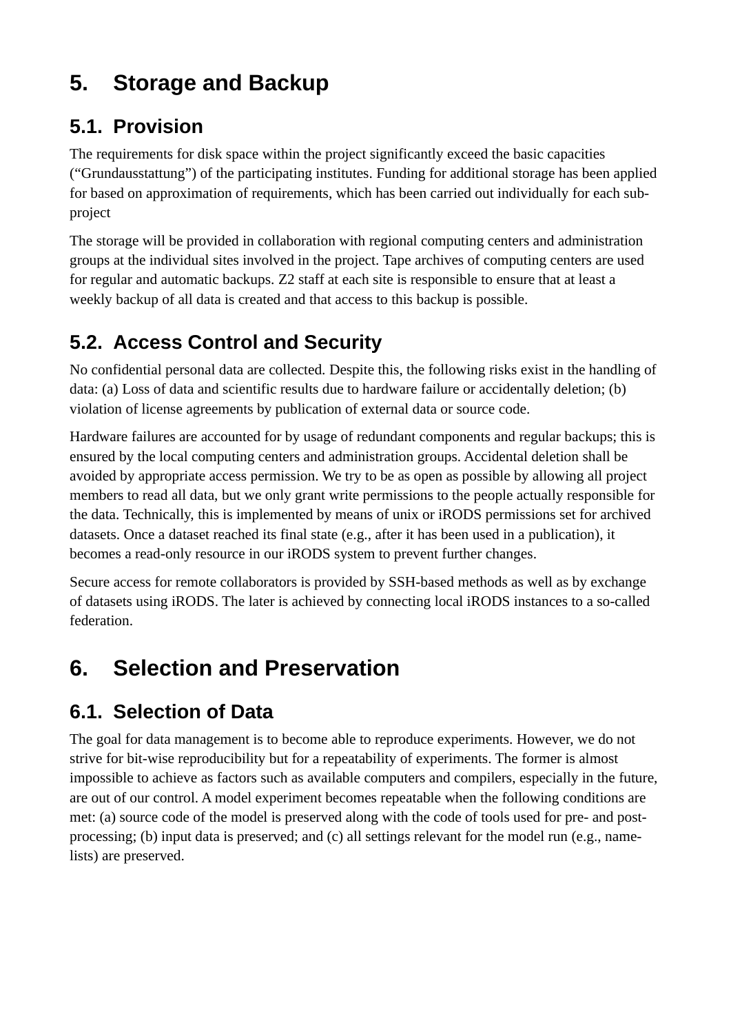# 5. Storage and Backup

## 5.1. Provision

The requirements for disk space within the project significantly exceed the basic capacities ("Grundausstattung") of the participating institutes. Funding for additional storage has been applied for based on approximation of requirements, which has been carried out individually for each sub-project

The storage will be provided in collaboration with regional computing centers and administration groups at the individual sites involved in the project. Tape archives of computing centers are used for regular and automatic backups. Z2 staff at each site is responsible to ensure that at least a weekly backup of all data is created and that access to this backup is possible.

## 5.2. Access Control and Security

No confidential personal data are collected. Despite this, the following risks exist in the handling of data: (a) Loss of data and scientific results due to hardware failure or accidentally deletion; (b) violation of license agreements by publication of external data or source code.

Hardware failures are accounted for by usage of redundant components and regular backups; this is ensured by the local computing centers and administration groups. Accidental deletion shall be avoided by appropriate access permission. We try to be as open as possible by allowing all project members to read all data, but we only grant write permissions to the people actually responsible for the data. Technically, this is implemented by means of unix or iRODS permissions set for archived datasets. Once a dataset reached its final state (e.g., after it has been used in a publication), it becomes a read-only resource in our iRODS system to prevent further changes.

Secure access for remote collaborators is provided by SSH-based methods as well as by exchange of datasets using iRODS. The later is achieved by connecting local iRODS instances to a so-called federation.

# 6. Selection and Preservation

## 6.1. Selection of Data

The goal for data management is to become able to reproduce experiments. However, we do not strive for bit-wise reproducibility but for a repeatability of experiments. The former is almost impossible to achieve as factors such as available computers and compilers, especially in the future, are out of our control. A model experiment becomes repeatable when the following conditions are met: (a) source code of the model is preserved along with the code of tools used for pre- and post-processing; (b) input data is preserved; and (c) all settings relevant for the model run (e.g., name-lists) are preserved.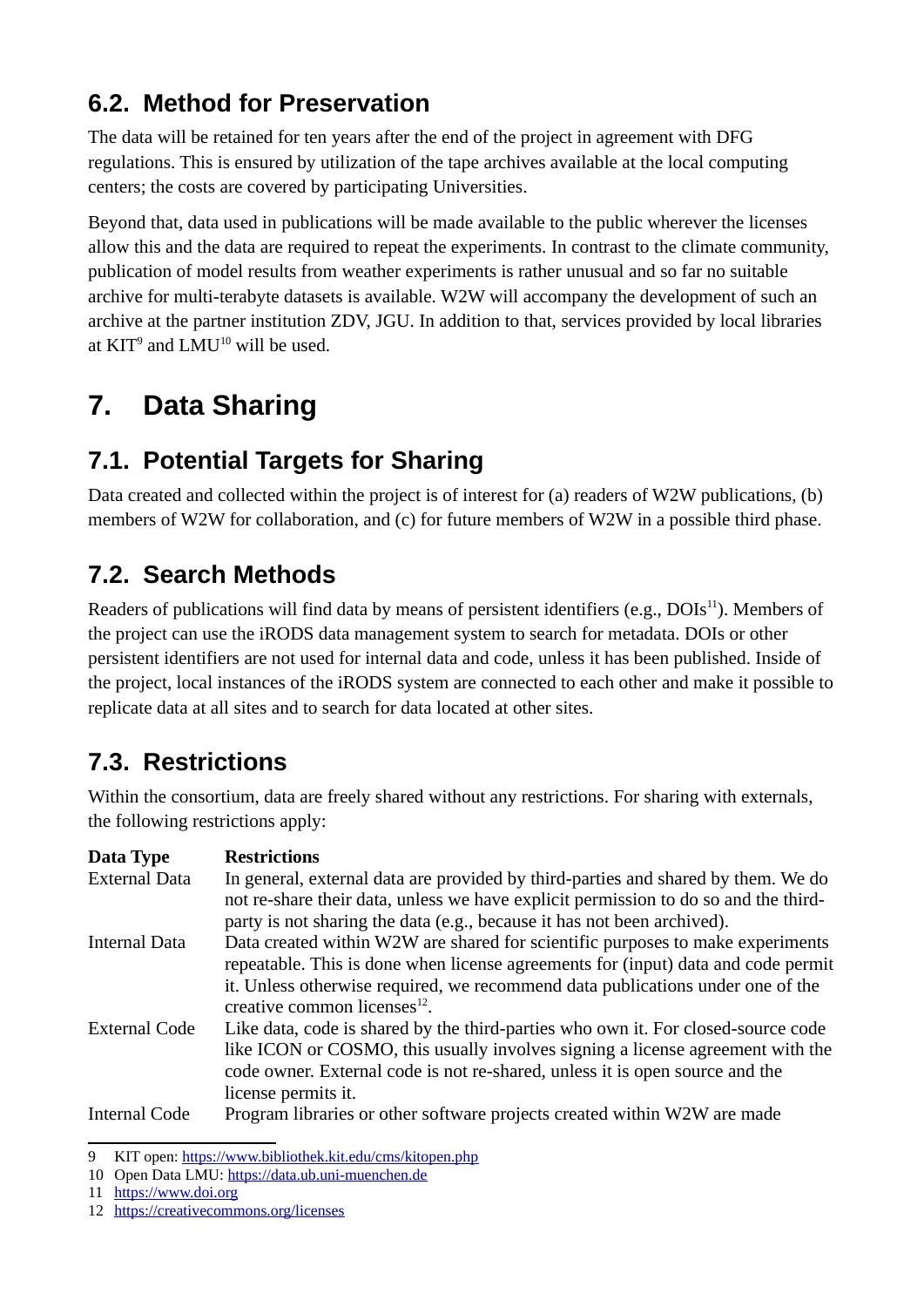## 6.2. Method for Preservation

The data will be retained for ten years after the end of the project in agreement with DFG regulations. This is ensured by utilization of the tape archives available at the local computing centers; the costs are covered by participating Universities.

Beyond that, data used in publications will be made available to the public wherever the licenses allow this and the data are required to repeat the experiments. In contrast to the climate community, publication of model results from weather experiments is rather unusual and so far no suitable archive for multi-terabyte datasets is available. W2W will accompany the development of such an archive at the partner institution ZDV, JGU. In addition to that, services provided by local libraries at KIT[9] and LMU[10] will be used.

# 7. Data Sharing

## 7.1. Potential Targets for Sharing

Data created and collected within the project is of interest for (a) readers of W2W publications, (b) members of W2W for collaboration, and (c) for future members of W2W in a possible third phase.

## 7.2. Search Methods

Readers of publications will find data by means of persistent identifiers (e.g., DOIs[11]). Members of the project can use the iRODS data management system to search for metadata. DOIs or other persistent identifiers are not used for internal data and code, unless it has been published. Inside of the project, local instances of the iRODS system are connected to each other and make it possible to replicate data at all sites and to search for data located at other sites.

## 7.3. Restrictions

Within the consortium, data are freely shared without any restrictions. For sharing with externals, the following restrictions apply:

| Data Type | Restrictions |
|---|---|
| External Data | In general, external data are provided by third-parties and shared by them. We do not re-share their data, unless we have explicit permission to do so and the third-party is not sharing the data (e.g., because it has not been archived). |
| Internal Data | Data created within W2W are shared for scientific purposes to make experiments repeatable. This is done when license agreements for (input) data and code permit it. Unless otherwise required, we recommend data publications under one of the creative common licenses[12]. |
| External Code | Like data, code is shared by the third-parties who own it. For closed-source code like ICON or COSMO, this usually involves signing a license agreement with the code owner. External code is not re-shared, unless it is open source and the license permits it. |
| Internal Code | Program libraries or other software projects created within W2W are made |

9 KIT open: https://www.bibliothek.kit.edu/cms/kitopen.php

10 Open Data LMU: https://data.ub.uni-muenchen.de

11 https://www.doi.org

12 https://creativecommons.org/licenses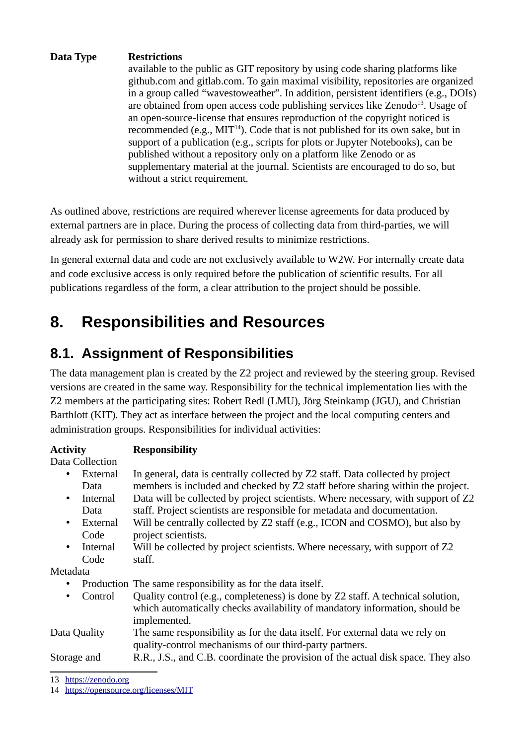| Data Type | Restrictions |
|---|---|
| | available to the public as GIT repository by using code sharing platforms like github.com and gitlab.com. To gain maximal visibility, repositories are organized in a group called “wavestoweather”. In addition, persistent identifiers (e.g., DOIs) are obtained from open access code publishing services like Zenodo[13]. Usage of an open-source-license that ensures reproduction of the copyright noticed is recommended (e.g., MIT[14]). Code that is not published for its own sake, but in support of a publication (e.g., scripts for plots or Jupyter Notebooks), can be published without a repository only on a platform like Zenodo or as supplementary material at the journal. Scientists are encouraged to do so, but without a strict requirement. |

As outlined above, restrictions are required wherever license agreements for data produced by external partners are in place. During the process of collecting data from third-parties, we will already ask for permission to share derived results to minimize restrictions.

In general external data and code are not exclusively available to W2W. For internally create data and code exclusive access is only required before the publication of scientific results. For all publications regardless of the form, a clear attribution to the project should be possible.

# 8. Responsibilities and Resources

## 8.1. Assignment of Responsibilities

The data management plan is created by the Z2 project and reviewed by the steering group. Revised versions are created in the same way. Responsibility for the technical implementation lies with the Z2 members at the participating sites: Robert Redl (LMU), Jörg Steinkamp (JGU), and Christian Barthlott (KIT). They act as interface between the project and the local computing centers and administration groups. Responsibilities for individual activities:

| Activity | Responsibility |
|---|---|
| Data Collection | |
| • External Data | In general, data is centrally collected by Z2 staff. Data collected by project members is included and checked by Z2 staff before sharing within the project. |
| • Internal Data | Data will be collected by project scientists. Where necessary, with support of Z2 staff. Project scientists are responsible for metadata and documentation. |
| • External Code | Will be centrally collected by Z2 staff (e.g., ICON and COSMO), but also by project scientists. |
| • Internal Code | Will be collected by project scientists. Where necessary, with support of Z2 staff. |
| Metadata | |
| • Production | The same responsibility as for the data itself. |
| • Control | Quality control (e.g., completeness) is done by Z2 staff. A technical solution, which automatically checks availability of mandatory information, should be implemented. |
| Data Quality | The same responsibility as for the data itself. For external data we rely on quality-control mechanisms of our third-party partners. |
| Storage and | R.R., J.S., and C.B. coordinate the provision of the actual disk space. They also |

13 https://zenodo.org

14 https://opensource.org/licenses/MIT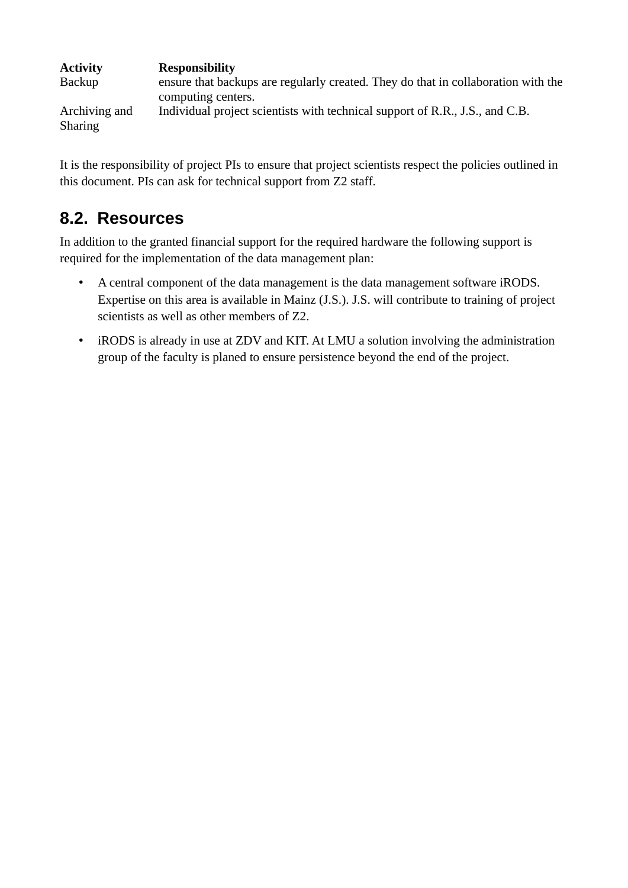| Activity | Responsibility |
|---|---|
| Backup | ensure that backups are regularly created. They do that in collaboration with the computing centers. |
| Archiving and Sharing | Individual project scientists with technical support of R.R., J.S., and C.B. |

It is the responsibility of project PIs to ensure that project scientists respect the policies outlined in this document. PIs can ask for technical support from Z2 staff.

## 8.2. Resources

In addition to the granted financial support for the required hardware the following support is required for the implementation of the data management plan:

- A central component of the data management is the data management software iRODS. Expertise on this area is available in Mainz (J.S.). J.S. will contribute to training of project scientists as well as other members of Z2.
- iRODS is already in use at ZDV and KIT. At LMU a solution involving the administration group of the faculty is planed to ensure persistence beyond the end of the project.